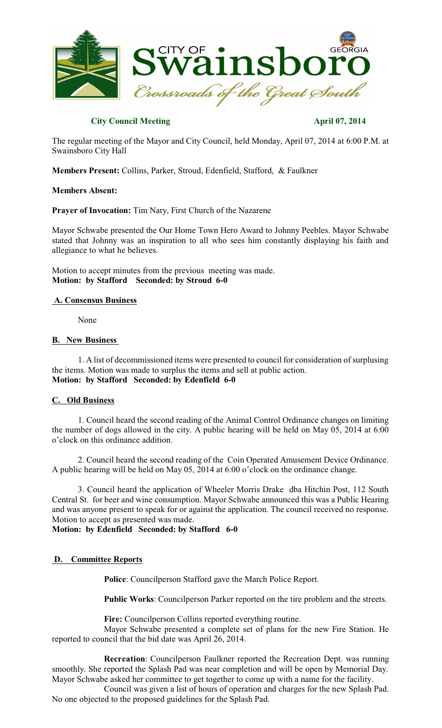# City of Swainsboro, Georgia — Crossroads of the Great South

**City Council Meeting** **April 07, 2014**

The regular meeting of the Mayor and City Council, held Monday, April 07, 2014 at 6:00 P.M. at Swainsboro City Hall

**Members Present:** Collins, Parker, Stroud, Edenfield, Stafford, & Faulkner

**Members Absent:**

**Prayer of Invocation:** Tim Nary, First Church of the Nazarene

Mayor Schwabe presented the Our Home Town Hero Award to Johnny Peebles. Mayor Schwabe stated that Johnny was an inspiration to all who sees him constantly displaying his faith and allegiance to what he believes.

Motion to accept minutes from the previous meeting was made.
**Motion: by Stafford Seconded: by Stroud 6-0**

## A. Consensus Business

None

## B. New Business

1. A list of decommissioned items were presented to council for consideration of surplusing the items. Motion was made to surplus the items and sell at public action.
**Motion: by Stafford Seconded: by Edenfield 6-0**

## C. Old Business

1. Council heard the second reading of the Animal Control Ordinance changes on limiting the number of dogs allowed in the city. A public hearing will be held on May 05, 2014 at 6:00 o'clock on this ordinance addition.

2. Council heard the second reading of the Coin Operated Amusement Device Ordinance. A public hearing will be held on May 05, 2014 at 6:00 o'clock on the ordinance change.

3. Council heard the application of Wheeler Morris Drake dba Hitchin Post, 112 South Central St. for beer and wine consumption. Mayor Schwabe announced this was a Public Hearing and was anyone present to speak for or against the application. The council received no response. Motion to accept as presented was made.
**Motion: by Edenfield Seconded: by Stafford 6-0**

## D. Committee Reports

**Police**: Councilperson Stafford gave the March Police Report.

**Public Works**: Councilperson Parker reported on the tire problem and the streets.

**Fire:** Councilperson Collins reported everything routine.

Mayor Schwabe presented a complete set of plans for the new Fire Station. He reported to council that the bid date was April 26, 2014.

**Recreation**: Councilperson Faulkner reported the Recreation Dept. was running smoothly. She reported the Splash Pad was near completion and will be open by Memorial Day. Mayor Schwabe asked her committee to get together to come up with a name for the facility.

Council was given a list of hours of operation and charges for the new Splash Pad. No one objected to the proposed guidelines for the Splash Pad.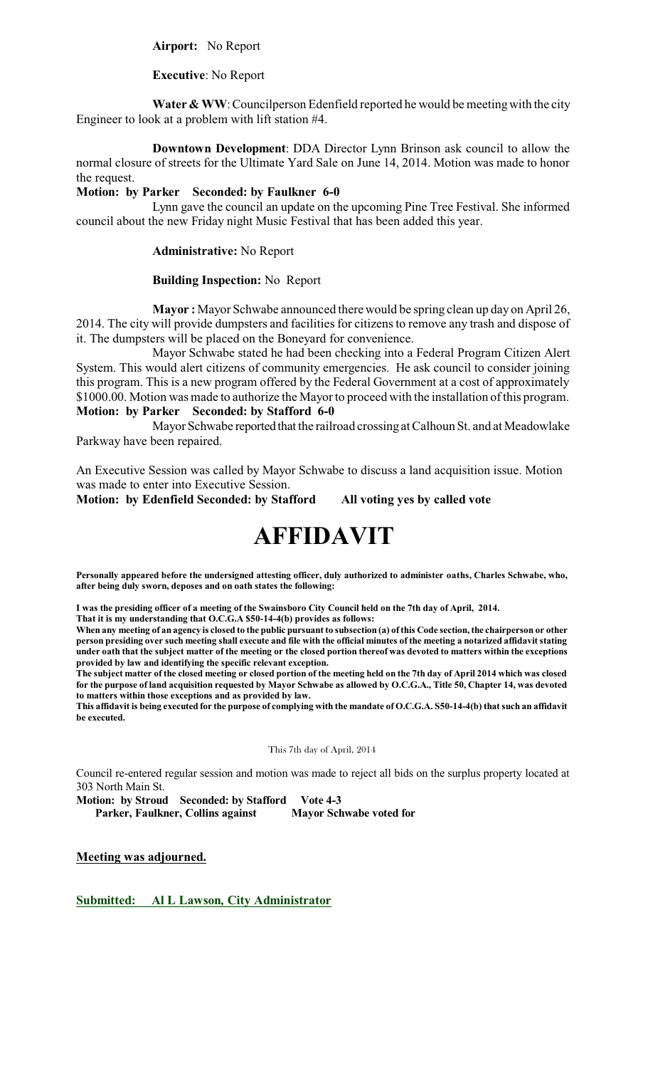**Airport:** No Report

**Executive**: No Report

**Water & WW**: Councilperson Edenfield reported he would be meeting with the city Engineer to look at a problem with lift station #4.

**Downtown Development**: DDA Director Lynn Brinson ask council to allow the normal closure of streets for the Ultimate Yard Sale on June 14, 2014. Motion was made to honor the request.

**Motion: by Parker Seconded: by Faulkner 6-0**

Lynn gave the council an update on the upcoming Pine Tree Festival. She informed council about the new Friday night Music Festival that has been added this year.

**Administrative:** No Report

**Building Inspection:** No Report

**Mayor :** Mayor Schwabe announced there would be spring clean up day on April 26, 2014. The city will provide dumpsters and facilities for citizens to remove any trash and dispose of it. The dumpsters will be placed on the Boneyard for convenience.

Mayor Schwabe stated he had been checking into a Federal Program Citizen Alert System. This would alert citizens of community emergencies. He ask council to consider joining this program. This is a new program offered by the Federal Government at a cost of approximately $1000.00. Motion was made to authorize the Mayor to proceed with the installation of this program.

**Motion: by Parker Seconded: by Stafford 6-0**

Mayor Schwabe reported that the railroad crossing at Calhoun St. and at Meadowlake Parkway have been repaired.

An Executive Session was called by Mayor Schwabe to discuss a land acquisition issue. Motion was made to enter into Executive Session.

**Motion: by Edenfield Seconded: by Stafford All voting yes by called vote**

# AFFIDAVIT

**Personally appeared before the undersigned attesting officer, duly authorized to administer oaths, Charles Schwabe, who, after being duly sworn, deposes and on oath states the following:**

**I was the presiding officer of a meeting of the Swainsboro City Council held on the 7th day of April, 2014.**

**That it is my understanding that O.C.G.A $50-14-4(b) provides as follows:**

**When any meeting of an agency is closed to the public pursuant to subsection (a) of this Code section, the chairperson or other person presiding over such meeting shall execute and file with the official minutes of the meeting a notarized affidavit stating under oath that the subject matter of the meeting or the closed portion thereof was devoted to matters within the exceptions provided by law and identifying the specific relevant exception.**

**The subject matter of the closed meeting or closed portion of the meeting held on the 7th day of April 2014 which was closed for the purpose of land acquisition requested by Mayor Schwabe as allowed by O.C.G.A., Title 50, Chapter 14, was devoted to matters within those exceptions and as provided by law.**

**This affidavit is being executed for the purpose of complying with the mandate of O.C.G.A. S50-14-4(b) that such an affidavit be executed.**

This 7th day of April, 2014

Council re-entered regular session and motion was made to reject all bids on the surplus property located at 303 North Main St.

**Motion: by Stroud Seconded: by Stafford Vote 4-3**
**Parker, Faulkner, Collins against Mayor Schwabe voted for**

**Meeting was adjourned.**

**Submitted: Al L Lawson, City Administrator**